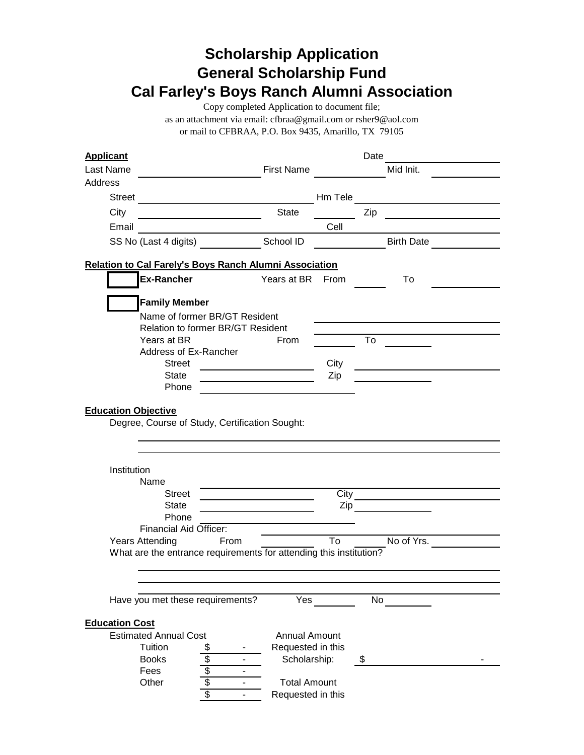# Scholarship Application
# General Scholarship Fund
# Cal Farley's Boys Ranch Alumni Association

Copy completed Application to document file;
as an attachment via email: cfbraa@gmail.com or rsher9@aol.com
or mail to CFBRAA, P.O. Box 9435, Amarillo, TX 79105

**Applicant** Date ____________

Last Name ____________ First Name ____________ Mid Init. ____________

Address

Street ____________ Hm Tele ____________

City ____________ State ____________ Zip ____________

Email ____________ Cell ____________

SS No (Last 4 digits) ____________ School ID ____________ Birth Date ____________

**Relation to Cal Farely's Boys Ranch Alumni Association**

☐ **Ex-Rancher** Years at BR From ____________ To ____________

☐ **Family Member**

Name of former BR/GT Resident ____________

Relation to former BR/GT Resident ____________

Years at BR From ____________ To ____________

Address of Ex-Rancher

Street ____________ City ____________

State ____________ Zip ____________

Phone ____________

**Education Objective**

Degree, Course of Study, Certification Sought:

____________

____________

Institution

Name

Street ____________ City ____________

State ____________ Zip ____________

Phone ____________

Financial Aid Officer: ____________

Years Attending From ____________ To ____________ No of Yrs. ____________

What are the entrance requirements for attending this institution?

____________

____________

____________

Have you met these requirements? Yes ____________ No ____________

**Education Cost**

| Estimated Annual Cost | | |
|---|---|---|
| Tuition | $ | - |
| Books | $ | - |
| Fees | $ | - |
| Other | $ | - |
| | $ | - |

Annual Amount Requested in this Scholarship: $ ____________ -

Total Amount Requested in this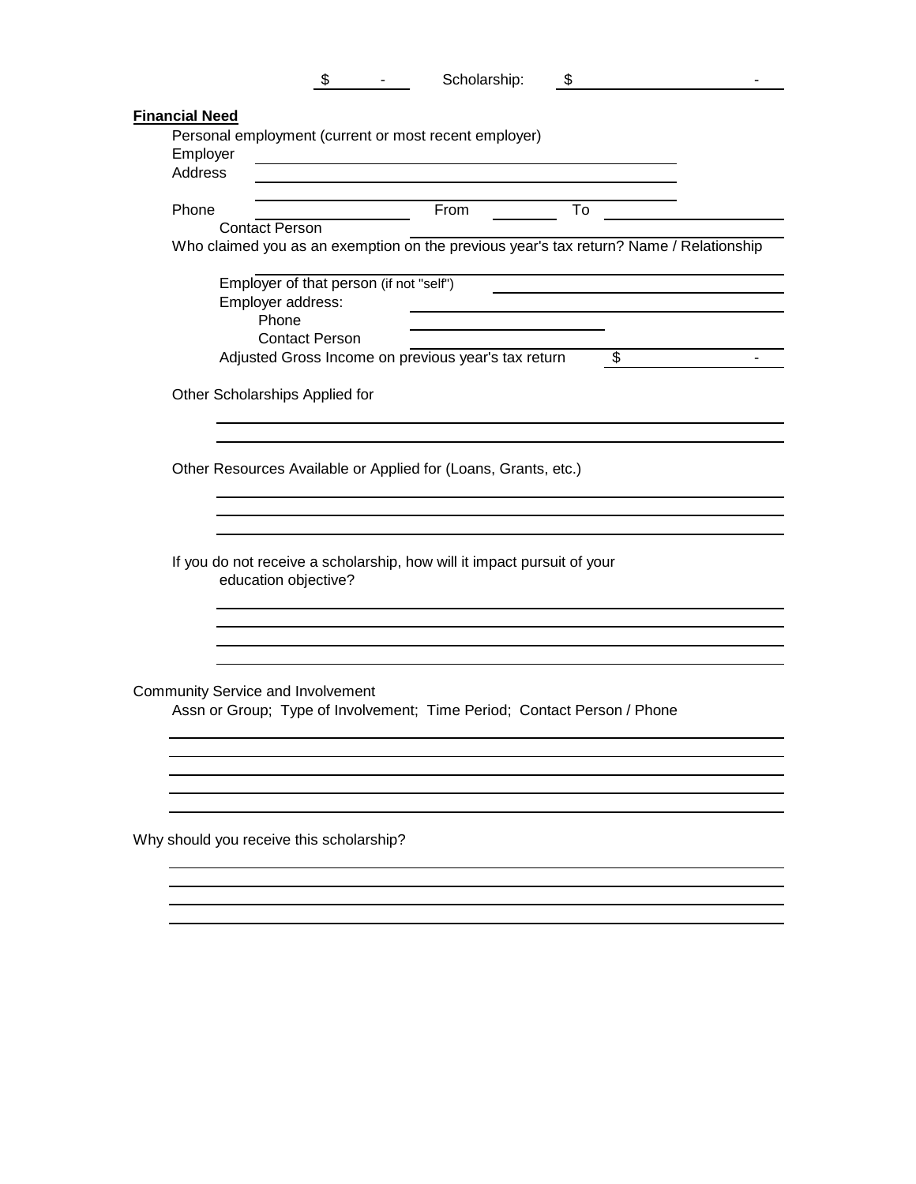$ - Scholarship: $ -

**Financial Need**

Personal employment (current or most recent employer)

Employer ______________________________

Address ______________________________

______________________________

Phone ______________ From ________ To ______________

Contact Person ______________________________

Who claimed you as an exemption on the previous year's tax return? Name / Relationship

______________________________

Employer of that person (if not "self") ______________________________

Employer address: ______________________________

Phone ______________

Contact Person ______________________________

Adjusted Gross Income on previous year's tax return $ -

Other Scholarships Applied for

______________________________

______________________________

Other Resources Available or Applied for (Loans, Grants, etc.)

______________________________

______________________________

______________________________

If you do not receive a scholarship, how will it impact pursuit of your education objective?

______________________________

______________________________

______________________________

______________________________

Community Service and Involvement

Assn or Group; Type of Involvement; Time Period; Contact Person / Phone

______________________________

______________________________

______________________________

______________________________

______________________________

Why should you receive this scholarship?

______________________________

______________________________

______________________________

______________________________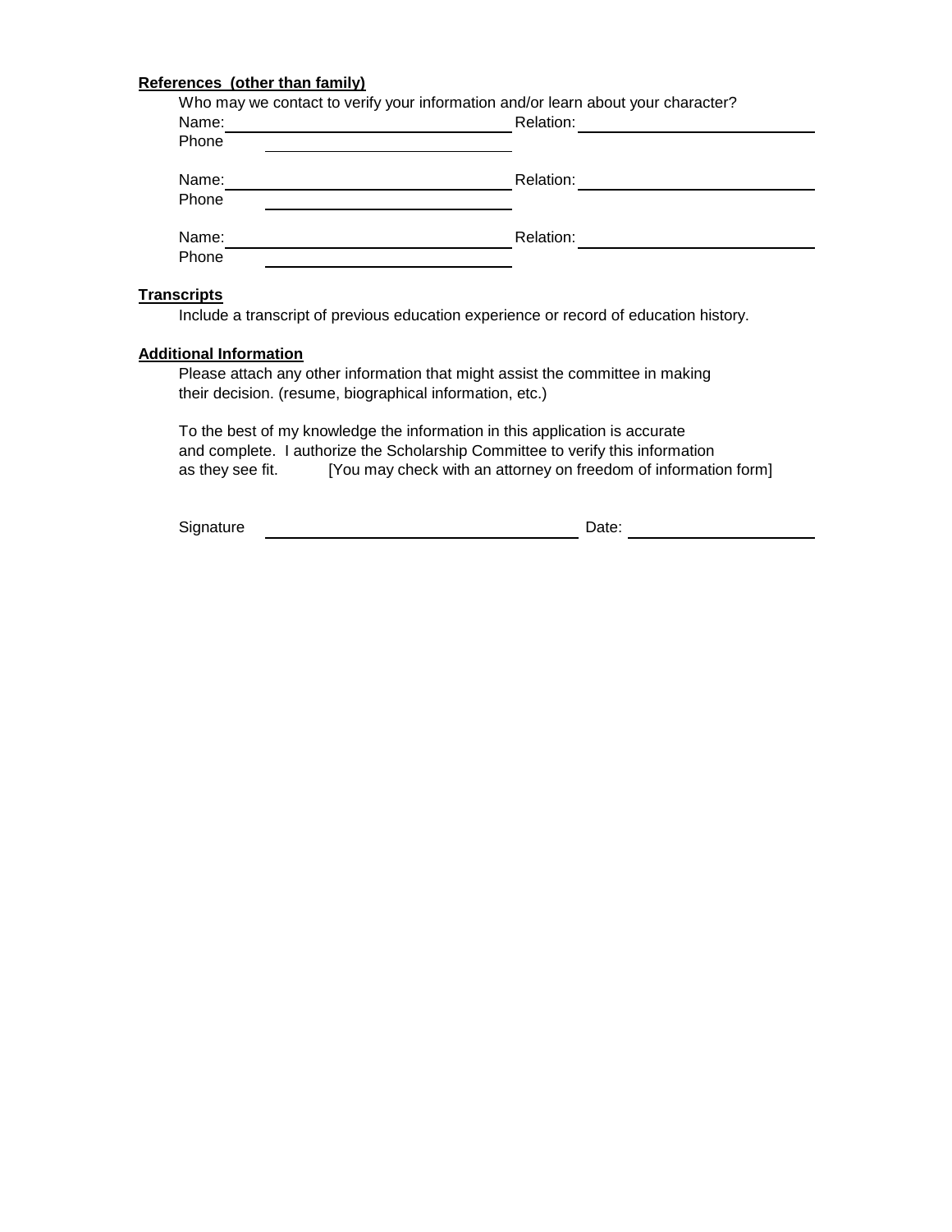**References (other than family)**

Who may we contact to verify your information and/or learn about your character?

Name: ______________________________ Relation: ______________________________
Phone ______________________________

Name: ______________________________ Relation: ______________________________
Phone ______________________________

Name: ______________________________ Relation: ______________________________
Phone ______________________________

**Transcripts**

Include a transcript of previous education experience or record of education history.

**Additional Information**

Please attach any other information that might assist the committee in making their decision. (resume, biographical information, etc.)

To the best of my knowledge the information in this application is accurate and complete. I authorize the Scholarship Committee to verify this information as they see fit. [You may check with an attorney on freedom of information form]

Signature ______________________________ Date: ____________________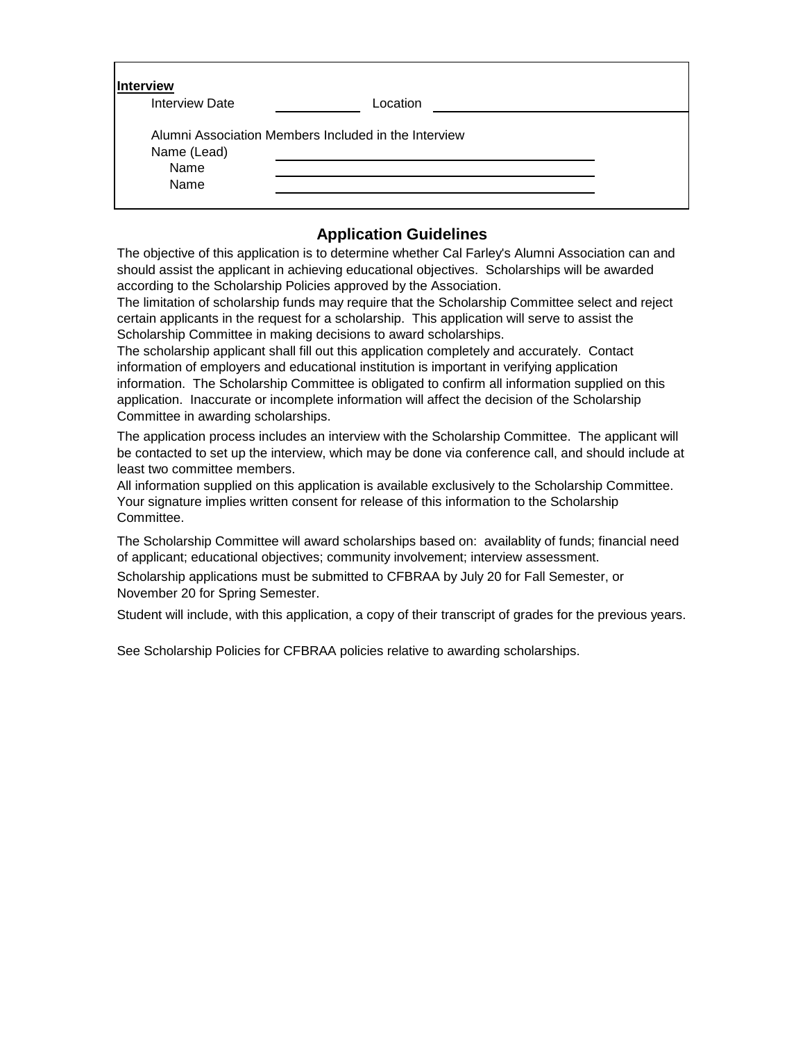**Interview**

Interview Date \_\_\_\_\_\_\_\_\_\_ Location \_\_\_\_\_\_\_\_\_\_\_\_\_\_\_\_\_\_\_\_\_\_\_\_\_\_\_\_\_\_

Alumni Association Members Included in the Interview

Name (Lead) \_\_\_\_\_\_\_\_\_\_\_\_\_\_\_\_\_\_\_\_\_\_\_\_\_\_\_\_\_\_

Name \_\_\_\_\_\_\_\_\_\_\_\_\_\_\_\_\_\_\_\_\_\_\_\_\_\_\_\_\_\_

Name \_\_\_\_\_\_\_\_\_\_\_\_\_\_\_\_\_\_\_\_\_\_\_\_\_\_\_\_\_\_

## Application Guidelines

The objective of this application is to determine whether Cal Farley's Alumni Association can and should assist the applicant in achieving educational objectives. Scholarships will be awarded according to the Scholarship Policies approved by the Association.

The limitation of scholarship funds may require that the Scholarship Committee select and reject certain applicants in the request for a scholarship. This application will serve to assist the Scholarship Committee in making decisions to award scholarships.

The scholarship applicant shall fill out this application completely and accurately. Contact information of employers and educational institution is important in verifying application information. The Scholarship Committee is obligated to confirm all information supplied on this application. Inaccurate or incomplete information will affect the decision of the Scholarship Committee in awarding scholarships.

The application process includes an interview with the Scholarship Committee. The applicant will be contacted to set up the interview, which may be done via conference call, and should include at least two committee members.

All information supplied on this application is available exclusively to the Scholarship Committee. Your signature implies written consent for release of this information to the Scholarship Committee.

The Scholarship Committee will award scholarships based on: availablity of funds; financial need of applicant; educational objectives; community involvement; interview assessment.

Scholarship applications must be submitted to CFBRAA by July 20 for Fall Semester, or November 20 for Spring Semester.

Student will include, with this application, a copy of their transcript of grades for the previous years.

See Scholarship Policies for CFBRAA policies relative to awarding scholarships.